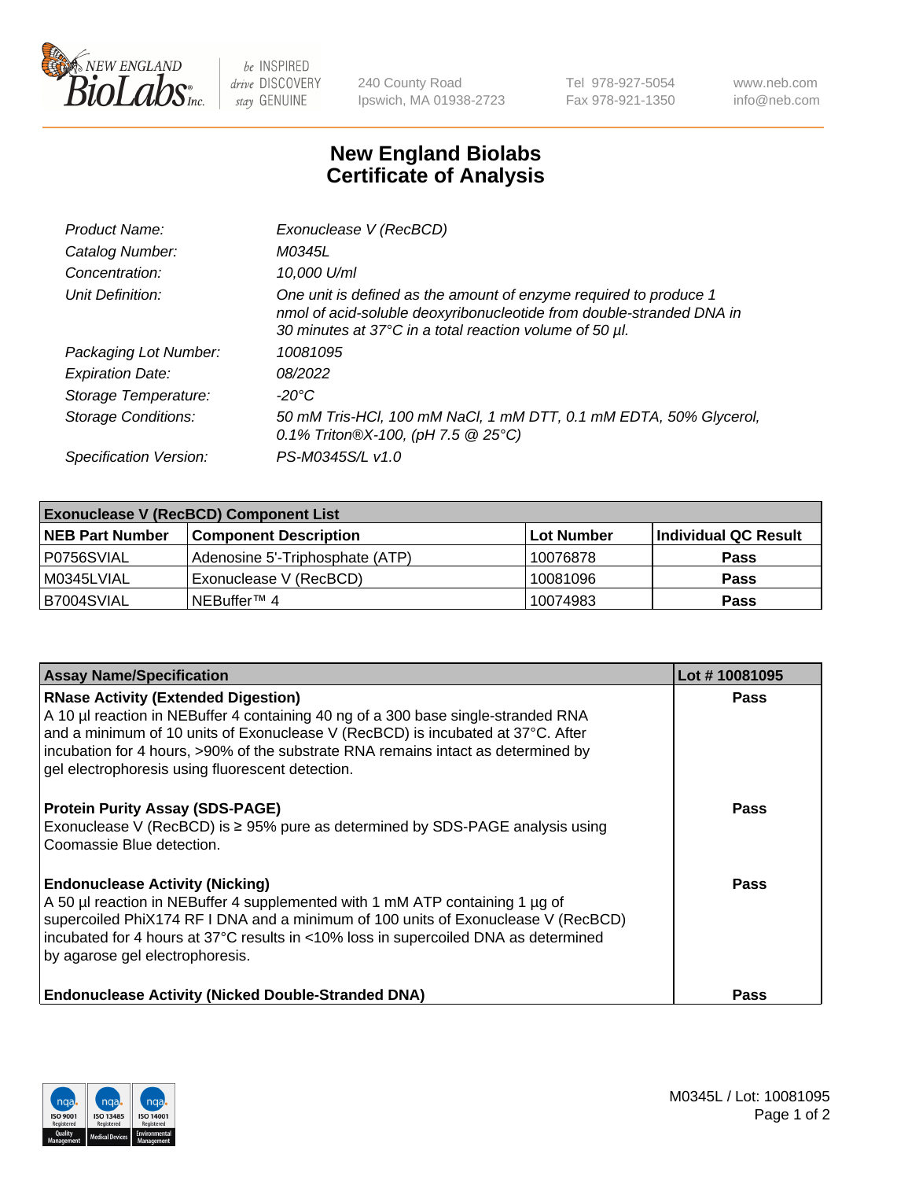# New England Biolabs
## Certificate of Analysis

| | |
|---|---|
| *Product Name:* | *Exonuclease V (RecBCD)* |
| *Catalog Number:* | *M0345L* |
| *Concentration:* | *10,000 U/ml* |
| *Unit Definition:* | *One unit is defined as the amount of enzyme required to produce 1 nmol of acid-soluble deoxyribonucleotide from double-stranded DNA in 30 minutes at 37°C in a total reaction volume of 50 µl.* |
| *Packaging Lot Number:* | *10081095* |
| *Expiration Date:* | *08/2022* |
| *Storage Temperature:* | *-20°C* |
| *Storage Conditions:* | *50 mM Tris-HCl, 100 mM NaCl, 1 mM DTT, 0.1 mM EDTA, 50% Glycerol, 0.1% Triton®X-100, (pH 7.5 @ 25°C)* |
| *Specification Version:* | *PS-M0345S/L v1.0* |

| Exonuclease V (RecBCD) Component List | | | |
|---|---|---|---|
| **NEB Part Number** | **Component Description** | **Lot Number** | **Individual QC Result** |
| P0756SVIAL | Adenosine 5'-Triphosphate (ATP) | 10076878 | **Pass** |
| M0345LVIAL | Exonuclease V (RecBCD) | 10081096 | **Pass** |
| B7004SVIAL | NEBuffer™ 4 | 10074983 | **Pass** |

| Assay Name/Specification | Lot # 10081095 |
|---|---|
| **RNase Activity (Extended Digestion)**<br>A 10 µl reaction in NEBuffer 4 containing 40 ng of a 300 base single-stranded RNA and a minimum of 10 units of Exonuclease V (RecBCD) is incubated at 37°C. After incubation for 4 hours, >90% of the substrate RNA remains intact as determined by gel electrophoresis using fluorescent detection. | **Pass** |
| **Protein Purity Assay (SDS-PAGE)**<br>Exonuclease V (RecBCD) is ≥ 95% pure as determined by SDS-PAGE analysis using Coomassie Blue detection. | **Pass** |
| **Endonuclease Activity (Nicking)**<br>A 50 µl reaction in NEBuffer 4 supplemented with 1 mM ATP containing 1 µg of supercoiled PhiX174 RF I DNA and a minimum of 100 units of Exonuclease V (RecBCD) incubated for 4 hours at 37°C results in <10% loss in supercoiled DNA as determined by agarose gel electrophoresis. | **Pass** |
| **Endonuclease Activity (Nicked Double-Stranded DNA)** | **Pass** |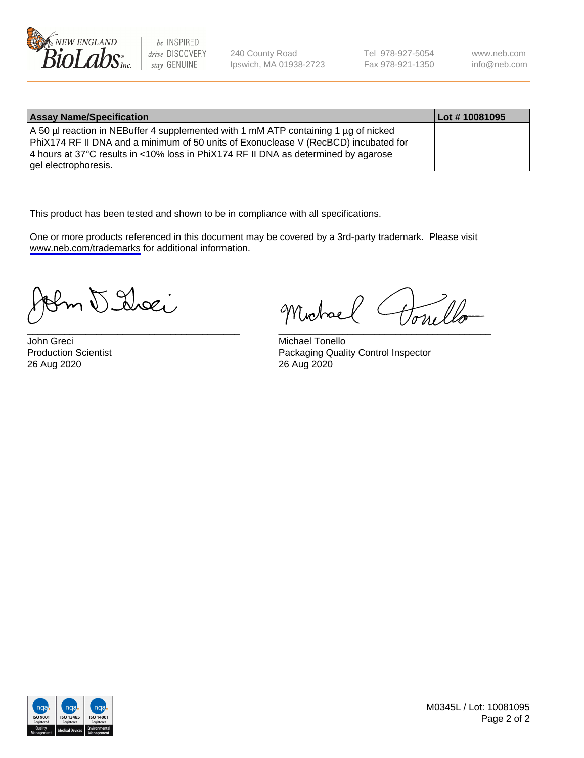| Assay Name/Specification | Lot # 10081095 |
|---|---|
| A 50 µl reaction in NEBuffer 4 supplemented with 1 mM ATP containing 1 µg of nicked PhiX174 RF II DNA and a minimum of 50 units of Exonuclease V (RecBCD) incubated for 4 hours at 37°C results in <10% loss in PhiX174 RF II DNA as determined by agarose gel electrophoresis. | |

This product has been tested and shown to be in compliance with all specifications.

One or more products referenced in this document may be covered by a 3rd-party trademark. Please visit www.neb.com/trademarks for additional information.

John Greci
Production Scientist
26 Aug 2020

Michael Tonello
Packaging Quality Control Inspector
26 Aug 2020

M0345L / Lot: 10081095